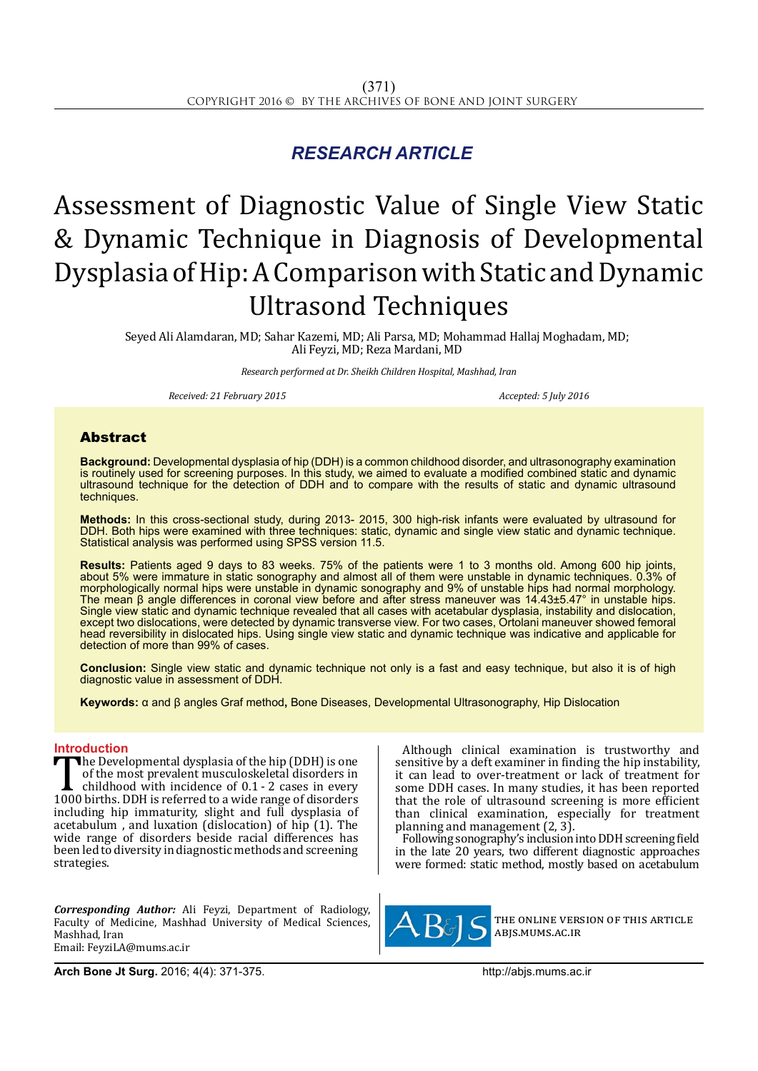RESEARCH ARTICLE

# Assessment of Diagnostic Value of Single View Static & Dynamic Technique in Diagnosis of Developmental Dysplasia of Hip: A Comparison with Static and Dynamic Ultrasond Techniques

Seyed Ali Alamdaran, MD; Sahar Kazemi, MD; Ali Parsa, MD; Mohammad Hallaj Moghadam, MD; Ali Feyzi, MD; Reza Mardani, MD

*Research performed at Dr. Sheikh Children Hospital, Mashhad, Iran*

*Received: 21 February 2015* *Accepted: 5 July 2016*

## Abstract

**Background:** Developmental dysplasia of hip (DDH) is a common childhood disorder, and ultrasonography examination is routinely used for screening purposes. In this study, we aimed to evaluate a modified combined static and dynamic ultrasound technique for the detection of DDH and to compare with the results of static and dynamic ultrasound techniques.

**Methods:** In this cross-sectional study, during 2013- 2015, 300 high-risk infants were evaluated by ultrasound for DDH. Both hips were examined with three techniques: static, dynamic and single view static and dynamic technique. Statistical analysis was performed using SPSS version 11.5.

**Results:** Patients aged 9 days to 83 weeks. 75% of the patients were 1 to 3 months old. Among 600 hip joints, about 5% were immature in static sonography and almost all of them were unstable in dynamic techniques. 0.3% of morphologically normal hips were unstable in dynamic sonography and 9% of unstable hips had normal morphology. The mean β angle differences in coronal view before and after stress maneuver was 14.43±5.47° in unstable hips. Single view static and dynamic technique revealed that all cases with acetabular dysplasia, instability and dislocation, except two dislocations, were detected by dynamic transverse view. For two cases, Ortolani maneuver showed femoral head reversibility in dislocated hips. Using single view static and dynamic technique was indicative and applicable for detection of more than 99% of cases.

**Conclusion:** Single view static and dynamic technique not only is a fast and easy technique, but also it is of high diagnostic value in assessment of DDH.

**Keywords:** α and β angles Graf method, Bone Diseases, Developmental Ultrasonography, Hip Dislocation

## Introduction

The Developmental dysplasia of the hip (DDH) is one of the most prevalent musculoskeletal disorders in childhood with incidence of 0.1 - 2 cases in every 1000 births. DDH is referred to a wide range of disorders including hip immaturity, slight and full dysplasia of acetabulum , and luxation (dislocation) of hip (1). The wide range of disorders beside racial differences has been led to diversity in diagnostic methods and screening strategies.

Although clinical examination is trustworthy and sensitive by a deft examiner in finding the hip instability, it can lead to over-treatment or lack of treatment for some DDH cases. In many studies, it has been reported that the role of ultrasound screening is more efficient than clinical examination, especially for treatment planning and management (2, 3).

Following sonography's inclusion into DDH screening field in the late 20 years, two different diagnostic approaches were formed: static method, mostly based on acetabulum

*Corresponding Author:* Ali Feyzi, Department of Radiology, Faculty of Medicine, Mashhad University of Medical Sciences, Mashhad, Iran
Email: FeyziLA@mums.ac.ir

THE ONLINE VERSION OF THIS ARTICLE ABJS.MUMS.AC.IR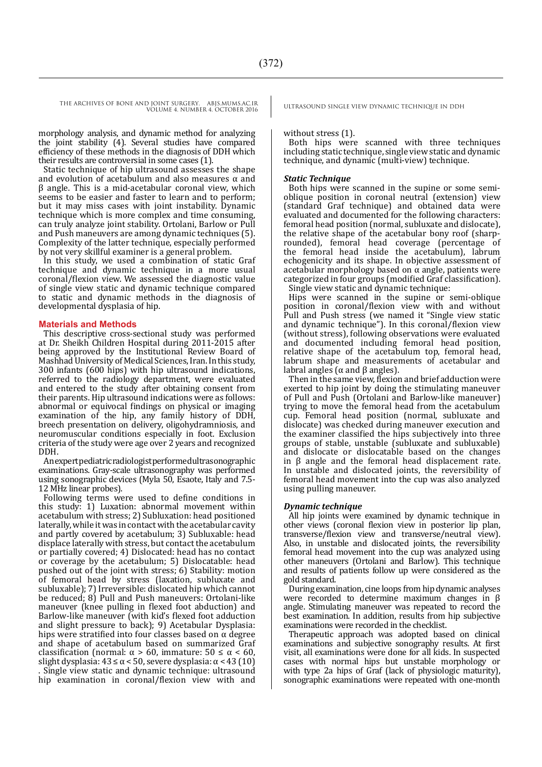morphology analysis, and dynamic method for analyzing the joint stability (4). Several studies have compared efficiency of these methods in the diagnosis of DDH which their results are controversial in some cases (1).

Static technique of hip ultrasound assesses the shape and evolution of acetabulum and also measures α and β angle. This is a mid-acetabular coronal view, which seems to be easier and faster to learn and to perform; but it may miss cases with joint instability. Dynamic technique which is more complex and time consuming, can truly analyze joint stability. Ortolani, Barlow or Pull and Push maneuvers are among dynamic techniques (5). Complexity of the latter technique, especially performed by not very skillful examiner is a general problem.

In this study, we used a combination of static Graf technique and dynamic technique in a more usual coronal/flexion view. We assessed the diagnostic value of single view static and dynamic technique compared to static and dynamic methods in the diagnosis of developmental dysplasia of hip.

## Materials and Methods

This descriptive cross-sectional study was performed at Dr. Sheikh Children Hospital during 2011-2015 after being approved by the Institutional Review Board of Mashhad University of Medical Sciences, Iran. In this study, 300 infants (600 hips) with hip ultrasound indications, referred to the radiology department, were evaluated and entered to the study after obtaining consent from their parents. Hip ultrasound indications were as follows: abnormal or equivocal findings on physical or imaging examination of the hip, any family history of DDH, breech presentation on delivery, oligohydramniosis, and neuromuscular conditions especially in foot. Exclusion criteria of the study were age over 2 years and recognized DDH.

An expert pediatric radiologist performed ultrasonographic examinations. Gray-scale ultrasonography was performed using sonographic devices (Myla 50, Esaote, Italy and 7.5-12 MHz linear probes).

Following terms were used to define conditions in this study: 1) Luxation: abnormal movement within acetabulum with stress; 2) Subluxation: head positioned laterally, while it was in contact with the acetabular cavity and partly covered by acetabulum; 3) Subluxable: head displace laterally with stress, but contact the acetabulum or partially covered; 4) Dislocated: head has no contact or coverage by the acetabulum; 5) Dislocatable: head pushed out of the joint with stress; 6) Stability: motion of femoral head by stress (laxation, subluxate and subluxable); 7) Irreversible: dislocated hip which cannot be reduced; 8) Pull and Push maneuvers: Ortolani-like maneuver (knee pulling in flexed foot abduction) and Barlow-like maneuver (with kid's flexed foot adduction and slight pressure to back); 9) Acetabular Dysplasia: hips were stratified into four classes based on α degree and shape of acetabulum based on summarized Graf classification (normal: $\alpha > 60$, immature: $50 \leq \alpha < 60$, slight dysplasia: $43 \leq \alpha < 50$, severe dysplasia: $\alpha < 43$ (10) . Single view static and dynamic technique: ultrasound hip examination in coronal/flexion view with and without stress (1).

Both hips were scanned with three techniques including static technique, single view static and dynamic technique, and dynamic (multi-view) technique.

### *Static Technique*

Both hips were scanned in the supine or some semi-oblique position in coronal neutral (extension) view (standard Graf technique) and obtained data were evaluated and documented for the following characters: femoral head position (normal, subluxate and dislocate), the relative shape of the acetabular bony roof (sharp-rounded), femoral head coverage (percentage of the femoral head inside the acetabulum), labrum echogenicity and its shape. In objective assessment of acetabular morphology based on α angle, patients were categorized in four groups (modified Graf classification).

Single view static and dynamic technique:

Hips were scanned in the supine or semi-oblique position in coronal/flexion view with and without Pull and Push stress (we named it "Single view static and dynamic technique"). In this coronal/flexion view (without stress), following observations were evaluated and documented including femoral head position, relative shape of the acetabulum top, femoral head, labrum shape and measurements of acetabular and labral angles (α and β angles).

Then in the same view, flexion and brief adduction were exerted to hip joint by doing the stimulating maneuver of Pull and Push (Ortolani and Barlow-like maneuver) trying to move the femoral head from the acetabulum cup. Femoral head position (normal, subluxate and dislocate) was checked during maneuver execution and the examiner classified the hips subjectively into three groups of stable, unstable (subluxate and subluxable) and dislocate or dislocatable based on the changes in β angle and the femoral head displacement rate. In unstable and dislocated joints, the reversibility of femoral head movement into the cup was also analyzed using pulling maneuver.

### *Dynamic technique*

All hip joints were examined by dynamic technique in other views (coronal flexion view in posterior lip plan, transverse/flexion view and transverse/neutral view). Also, in unstable and dislocated joints, the reversibility femoral head movement into the cup was analyzed using other maneuvers (Ortolani and Barlow). This technique and results of patients follow up were considered as the gold standard.

During examination, cine loops from hip dynamic analyses were recorded to determine maximum changes in β angle. Stimulating maneuver was repeated to record the best examination. In addition, results from hip subjective examinations were recorded in the checklist.

Therapeutic approach was adopted based on clinical examinations and subjective sonography results. At first visit, all examinations were done for all kids. In suspected cases with normal hips but unstable morphology or with type 2a hips of Graf (lack of physiologic maturity), sonographic examinations were repeated with one-month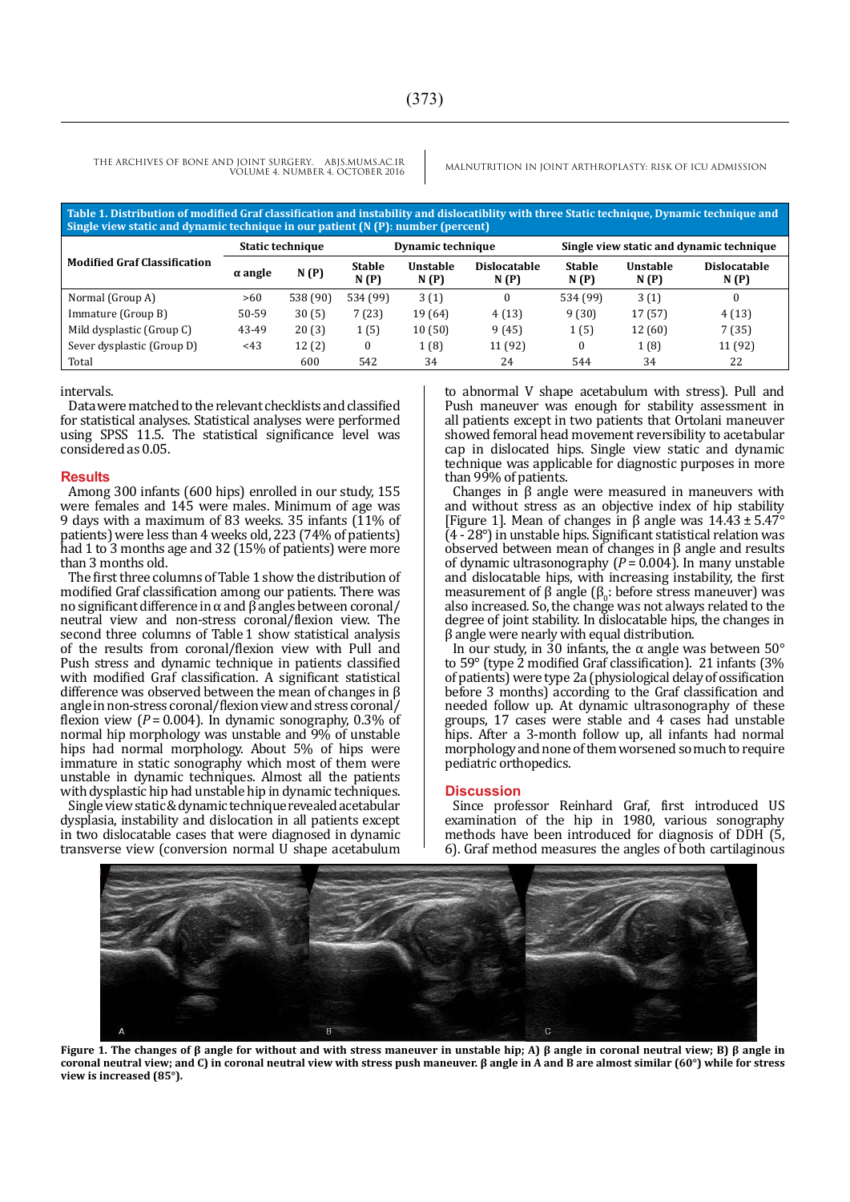**Table 1. Distribution of modified Graf classification and instability and dislocatiblity with three Static technique, Dynamic technique and Single view static and dynamic technique in our patient (N (P): number (percent)**

| Modified Graf Classification | Static technique | | Dynamic technique | | | Single view static and dynamic technique | | |
|---|---|---|---|---|---|---|---|---|
| | α angle | N (P) | Stable N (P) | Unstable N (P) | Dislocatable N (P) | Stable N (P) | Unstable N (P) | Dislocatable N (P) |
| Normal (Group A) | >60 | 538 (90) | 534 (99) | 3 (1) | 0 | 534 (99) | 3 (1) | 0 |
| Immature (Group B) | 50-59 | 30 (5) | 7 (23) | 19 (64) | 4 (13) | 9 (30) | 17 (57) | 4 (13) |
| Mild dysplastic (Group C) | 43-49 | 20 (3) | 1 (5) | 10 (50) | 9 (45) | 1 (5) | 12 (60) | 7 (35) |
| Sever dysplastic (Group D) | <43 | 12 (2) | 0 | 1 (8) | 11 (92) | 0 | 1 (8) | 11 (92) |
| Total | | 600 | 542 | 34 | 24 | 544 | 34 | 22 |

intervals.

Data were matched to the relevant checklists and classified for statistical analyses. Statistical analyses were performed using SPSS 11.5. The statistical significance level was considered as 0.05.

## Results

Among 300 infants (600 hips) enrolled in our study, 155 were females and 145 were males. Minimum of age was 9 days with a maximum of 83 weeks. 35 infants (11% of patients) were less than 4 weeks old, 223 (74% of patients) had 1 to 3 months age and 32 (15% of patients) were more than 3 months old.

The first three columns of Table 1 show the distribution of modified Graf classification among our patients. There was no significant difference in α and β angles between coronal/neutral view and non-stress coronal/flexion view. The second three columns of Table 1 show statistical analysis of the results from coronal/flexion view with Pull and Push stress and dynamic technique in patients classified with modified Graf classification. A significant statistical difference was observed between the mean of changes in β angle in non-stress coronal/flexion view and stress coronal/flexion view ($P = 0.004$). In dynamic sonography, 0.3% of normal hip morphology was unstable and 9% of unstable hips had normal morphology. About 5% of hips were immature in static sonography which most of them were unstable in dynamic techniques. Almost all the patients with dysplastic hip had unstable hip in dynamic techniques.

Single view static & dynamic technique revealed acetabular dysplasia, instability and dislocation in all patients except in two dislocatable cases that were diagnosed in dynamic transverse view (conversion normal U shape acetabulum to abnormal V shape acetabulum with stress). Pull and Push maneuver was enough for stability assessment in all patients except in two patients that Ortolani maneuver showed femoral head movement reversibility to acetabular cap in dislocated hips. Single view static and dynamic technique was applicable for diagnostic purposes in more than 99% of patients.

Changes in β angle were measured in maneuvers with and without stress as an objective index of hip stability [Figure 1]. Mean of changes in β angle was 14.43 ± 5.47° (4 - 28°) in unstable hips. Significant statistical relation was observed between mean of changes in β angle and results of dynamic ultrasonography ($P = 0.004$). In many unstable and dislocatable hips, with increasing instability, the first measurement of β angle ($\beta_0$: before stress maneuver) was also increased. So, the change was not always related to the degree of joint stability. In dislocatable hips, the changes in β angle were nearly with equal distribution.

In our study, in 30 infants, the α angle was between 50° to 59° (type 2 modified Graf classification). 21 infants (3% of patients) were type 2a (physiological delay of ossification before 3 months) according to the Graf classification and needed follow up. At dynamic ultrasonography of these groups, 17 cases were stable and 4 cases had unstable hips. After a 3-month follow up, all infants had normal morphology and none of them worsened so much to require pediatric orthopedics.

## Discussion

Since professor Reinhard Graf, first introduced US examination of the hip in 1980, various sonography methods have been introduced for diagnosis of DDH (5, 6). Graf method measures the angles of both cartilaginous

**Figure 1. The changes of β angle for without and with stress maneuver in unstable hip; A) β angle in coronal neutral view; B) β angle in coronal neutral view; and C) in coronal neutral view with stress push maneuver. β angle in A and B are almost similar (60°) while for stress view is increased (85°).**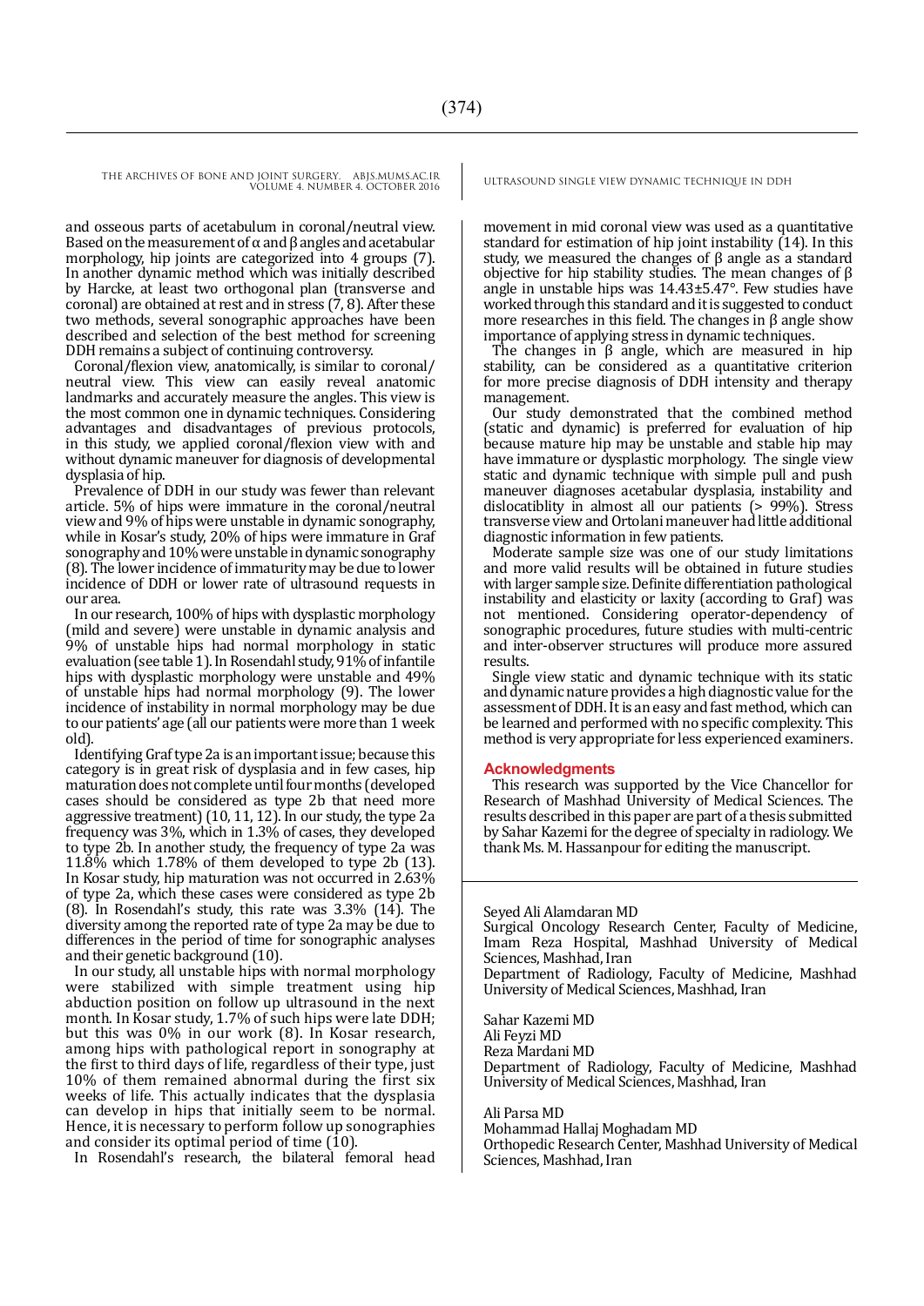and osseous parts of acetabulum in coronal/neutral view. Based on the measurement of α and β angles and acetabular morphology, hip joints are categorized into 4 groups (7). In another dynamic method which was initially described by Harcke, at least two orthogonal plan (transverse and coronal) are obtained at rest and in stress (7, 8). After these two methods, several sonographic approaches have been described and selection of the best method for screening DDH remains a subject of continuing controversy.

Coronal/flexion view, anatomically, is similar to coronal/neutral view. This view can easily reveal anatomic landmarks and accurately measure the angles. This view is the most common one in dynamic techniques. Considering advantages and disadvantages of previous protocols, in this study, we applied coronal/flexion view with and without dynamic maneuver for diagnosis of developmental dysplasia of hip.

Prevalence of DDH in our study was fewer than relevant article. 5% of hips were immature in the coronal/neutral view and 9% of hips were unstable in dynamic sonography, while in Kosar's study, 20% of hips were immature in Graf sonography and 10% were unstable in dynamic sonography (8). The lower incidence of immaturity may be due to lower incidence of DDH or lower rate of ultrasound requests in our area.

In our research, 100% of hips with dysplastic morphology (mild and severe) were unstable in dynamic analysis and 9% of unstable hips had normal morphology in static evaluation (see table 1). In Rosendahl study, 91% of infantile hips with dysplastic morphology were unstable and 49% of unstable hips had normal morphology (9). The lower incidence of instability in normal morphology may be due to our patients' age (all our patients were more than 1 week old).

Identifying Graf type 2a is an important issue; because this category is in great risk of dysplasia and in few cases, hip maturation does not complete until four months (developed cases should be considered as type 2b that need more aggressive treatment) (10, 11, 12). In our study, the type 2a frequency was 3%, which in 1.3% of cases, they developed to type 2b. In another study, the frequency of type 2a was 11.8% which 1.78% of them developed to type 2b (13). In Kosar study, hip maturation was not occurred in 2.63% of type 2a, which these cases were considered as type 2b (8). In Rosendahl's study, this rate was 3.3% (14). The diversity among the reported rate of type 2a may be due to differences in the period of time for sonographic analyses and their genetic background (10).

In our study, all unstable hips with normal morphology were stabilized with simple treatment using hip abduction position on follow up ultrasound in the next month. In Kosar study, 1.7% of such hips were late DDH; but this was 0% in our work (8). In Kosar research, among hips with pathological report in sonography at the first to third days of life, regardless of their type, just 10% of them remained abnormal during the first six weeks of life. This actually indicates that the dysplasia can develop in hips that initially seem to be normal. Hence, it is necessary to perform follow up sonographies and consider its optimal period of time (10).

In Rosendahl's research, the bilateral femoral head movement in mid coronal view was used as a quantitative standard for estimation of hip joint instability (14). In this study, we measured the changes of β angle as a standard objective for hip stability studies. The mean changes of β angle in unstable hips was 14.43±5.47°. Few studies have worked through this standard and it is suggested to conduct more researches in this field. The changes in β angle show importance of applying stress in dynamic techniques.

The changes in β angle, which are measured in hip stability, can be considered as a quantitative criterion for more precise diagnosis of DDH intensity and therapy management.

Our study demonstrated that the combined method (static and dynamic) is preferred for evaluation of hip because mature hip may be unstable and stable hip may have immature or dysplastic morphology. The single view static and dynamic technique with simple pull and push maneuver diagnoses acetabular dysplasia, instability and dislocatiblity in almost all our patients (> 99%). Stress transverse view and Ortolani maneuver had little additional diagnostic information in few patients.

Moderate sample size was one of our study limitations and more valid results will be obtained in future studies with larger sample size. Definite differentiation pathological instability and elasticity or laxity (according to Graf) was not mentioned. Considering operator-dependency of sonographic procedures, future studies with multi-centric and inter-observer structures will produce more assured results.

Single view static and dynamic technique with its static and dynamic nature provides a high diagnostic value for the assessment of DDH. It is an easy and fast method, which can be learned and performed with no specific complexity. This method is very appropriate for less experienced examiners.

## Acknowledgments

This research was supported by the Vice Chancellor for Research of Mashhad University of Medical Sciences. The results described in this paper are part of a thesis submitted by Sahar Kazemi for the degree of specialty in radiology. We thank Ms. M. Hassanpour for editing the manuscript.

---

Seyed Ali Alamdaran MD
Surgical Oncology Research Center, Faculty of Medicine, Imam Reza Hospital, Mashhad University of Medical Sciences, Mashhad, Iran
Department of Radiology, Faculty of Medicine, Mashhad University of Medical Sciences, Mashhad, Iran

Sahar Kazemi MD
Ali Feyzi MD
Reza Mardani MD
Department of Radiology, Faculty of Medicine, Mashhad University of Medical Sciences, Mashhad, Iran

Ali Parsa MD
Mohammad Hallaj Moghadam MD
Orthopedic Research Center, Mashhad University of Medical Sciences, Mashhad, Iran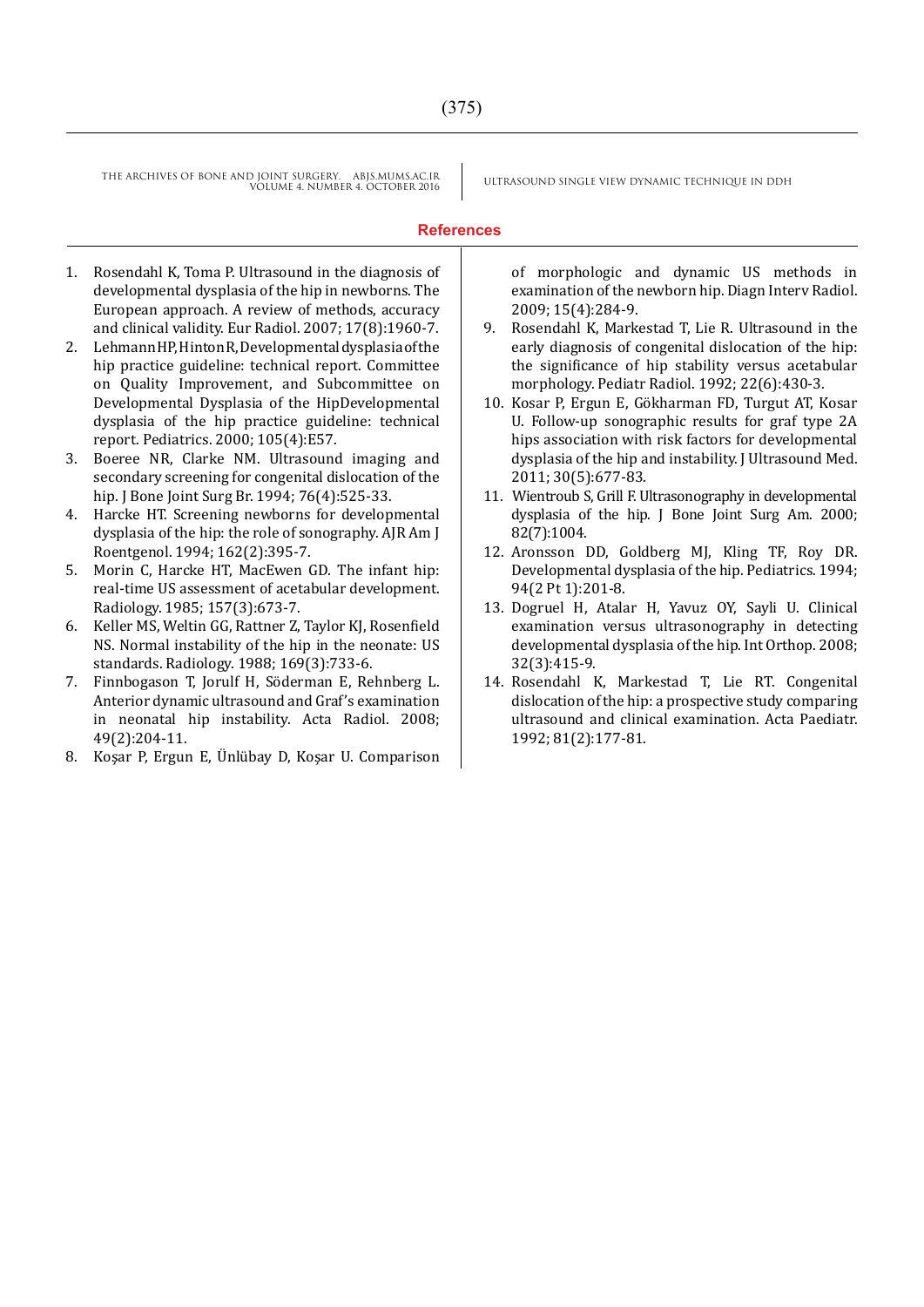## References

1. Rosendahl K, Toma P. Ultrasound in the diagnosis of developmental dysplasia of the hip in newborns. The European approach. A review of methods, accuracy and clinical validity. Eur Radiol. 2007; 17(8):1960-7.
2. Lehmann HP, Hinton R, Developmental dysplasia of the hip practice guideline: technical report. Committee on Quality Improvement, and Subcommittee on Developmental Dysplasia of the HipDevelopmental dysplasia of the hip practice guideline: technical report. Pediatrics. 2000; 105(4):E57.
3. Boeree NR, Clarke NM. Ultrasound imaging and secondary screening for congenital dislocation of the hip. J Bone Joint Surg Br. 1994; 76(4):525-33.
4. Harcke HT. Screening newborns for developmental dysplasia of the hip: the role of sonography. AJR Am J Roentgenol. 1994; 162(2):395-7.
5. Morin C, Harcke HT, MacEwen GD. The infant hip: real-time US assessment of acetabular development. Radiology. 1985; 157(3):673-7.
6. Keller MS, Weltin GG, Rattner Z, Taylor KJ, Rosenfield NS. Normal instability of the hip in the neonate: US standards. Radiology. 1988; 169(3):733-6.
7. Finnbogason T, Jorulf H, Söderman E, Rehnberg L. Anterior dynamic ultrasound and Graf's examination in neonatal hip instability. Acta Radiol. 2008; 49(2):204-11.
8. Koşar P, Ergun E, Ünlübay D, Koşar U. Comparison of morphologic and dynamic US methods in examination of the newborn hip. Diagn Interv Radiol. 2009; 15(4):284-9.
9. Rosendahl K, Markestad T, Lie R. Ultrasound in the early diagnosis of congenital dislocation of the hip: the significance of hip stability versus acetabular morphology. Pediatr Radiol. 1992; 22(6):430-3.
10. Kosar P, Ergun E, Gökharman FD, Turgut AT, Kosar U. Follow-up sonographic results for graf type 2A hips association with risk factors for developmental dysplasia of the hip and instability. J Ultrasound Med. 2011; 30(5):677-83.
11. Wientroub S, Grill F. Ultrasonography in developmental dysplasia of the hip. J Bone Joint Surg Am. 2000; 82(7):1004.
12. Aronsson DD, Goldberg MJ, Kling TF, Roy DR. Developmental dysplasia of the hip. Pediatrics. 1994; 94(2 Pt 1):201-8.
13. Dogruel H, Atalar H, Yavuz OY, Sayli U. Clinical examination versus ultrasonography in detecting developmental dysplasia of the hip. Int Orthop. 2008; 32(3):415-9.
14. Rosendahl K, Markestad T, Lie RT. Congenital dislocation of the hip: a prospective study comparing ultrasound and clinical examination. Acta Paediatr. 1992; 81(2):177-81.